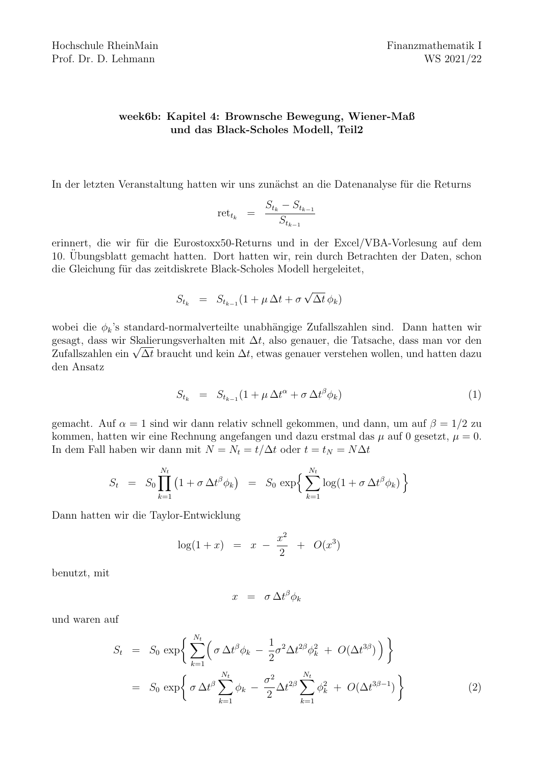Hochschule RheinMain
Prof. Dr. D. Lehmann

Finanzmathematik I
WS 2021/22

## week6b: Kapitel 4: Brownsche Bewegung, Wiener-Maß und das Black-Scholes Modell, Teil2

In der letzten Veranstaltung hatten wir uns zunächst an die Datenanalyse für die Returns

$$\mathrm{ret}_{t_k} \;=\; \frac{S_{t_k} - S_{t_{k-1}}}{S_{t_{k-1}}}$$

erinnert, die wir für die Eurostoxx50-Returns und in der Excel/VBA-Vorlesung auf dem 10. Übungsblatt gemacht hatten. Dort hatten wir, rein durch Betrachten der Daten, schon die Gleichung für das zeitdiskrete Black-Scholes Modell hergeleitet,

$$S_{t_k} \;=\; S_{t_{k-1}}(1 + \mu\,\Delta t + \sigma\,\sqrt{\Delta t}\,\phi_k)$$

wobei die $\phi_k$'s standard-normalverteilte unabhängige Zufallszahlen sind. Dann hatten wir gesagt, dass wir Skalierungsverhalten mit $\Delta t$, also genauer, die Tatsache, dass man vor den Zufallszahlen ein $\sqrt{\Delta t}$ braucht und kein $\Delta t$, etwas genauer verstehen wollen, und hatten dazu den Ansatz

$$S_{t_k} \;=\; S_{t_{k-1}}(1 + \mu\,\Delta t^{\alpha} + \sigma\,\Delta t^{\beta}\phi_k) \tag{1}$$

gemacht. Auf $\alpha = 1$ sind wir dann relativ schnell gekommen, und dann, um auf $\beta = 1/2$ zu kommen, hatten wir eine Rechnung angefangen und dazu erstmal das $\mu$ auf 0 gesetzt, $\mu = 0$. In dem Fall haben wir dann mit $N = N_t = t/\Delta t$ oder $t = t_N = N\Delta t$

$$S_t \;=\; S_0 \prod_{k=1}^{N_t}\bigl(1 + \sigma\,\Delta t^{\beta}\phi_k\bigr) \;=\; S_0\,\exp\Bigl\{\sum_{k=1}^{N_t}\log(1 + \sigma\,\Delta t^{\beta}\phi_k)\Bigr\}$$

Dann hatten wir die Taylor-Entwicklung

$$\log(1+x) \;=\; x \;-\; \frac{x^2}{2} \;+\; O(x^3)$$

benutzt, mit

$$x \;=\; \sigma\,\Delta t^{\beta}\phi_k$$

und waren auf

$$\begin{aligned}
S_t \;&=\; S_0\,\exp\Bigl\{\sum_{k=1}^{N_t}\Bigl(\sigma\,\Delta t^{\beta}\phi_k \;-\; \frac{1}{2}\sigma^2\Delta t^{2\beta}\phi_k^2 \;+\; O(\Delta t^{3\beta})\Bigr)\Bigr\} \\
&=\; S_0\,\exp\Bigl\{\sigma\,\Delta t^{\beta}\sum_{k=1}^{N_t}\phi_k \;-\; \frac{\sigma^2}{2}\Delta t^{2\beta}\sum_{k=1}^{N_t}\phi_k^2 \;+\; O(\Delta t^{3\beta-1})\Bigr\}
\end{aligned} \tag{2}$$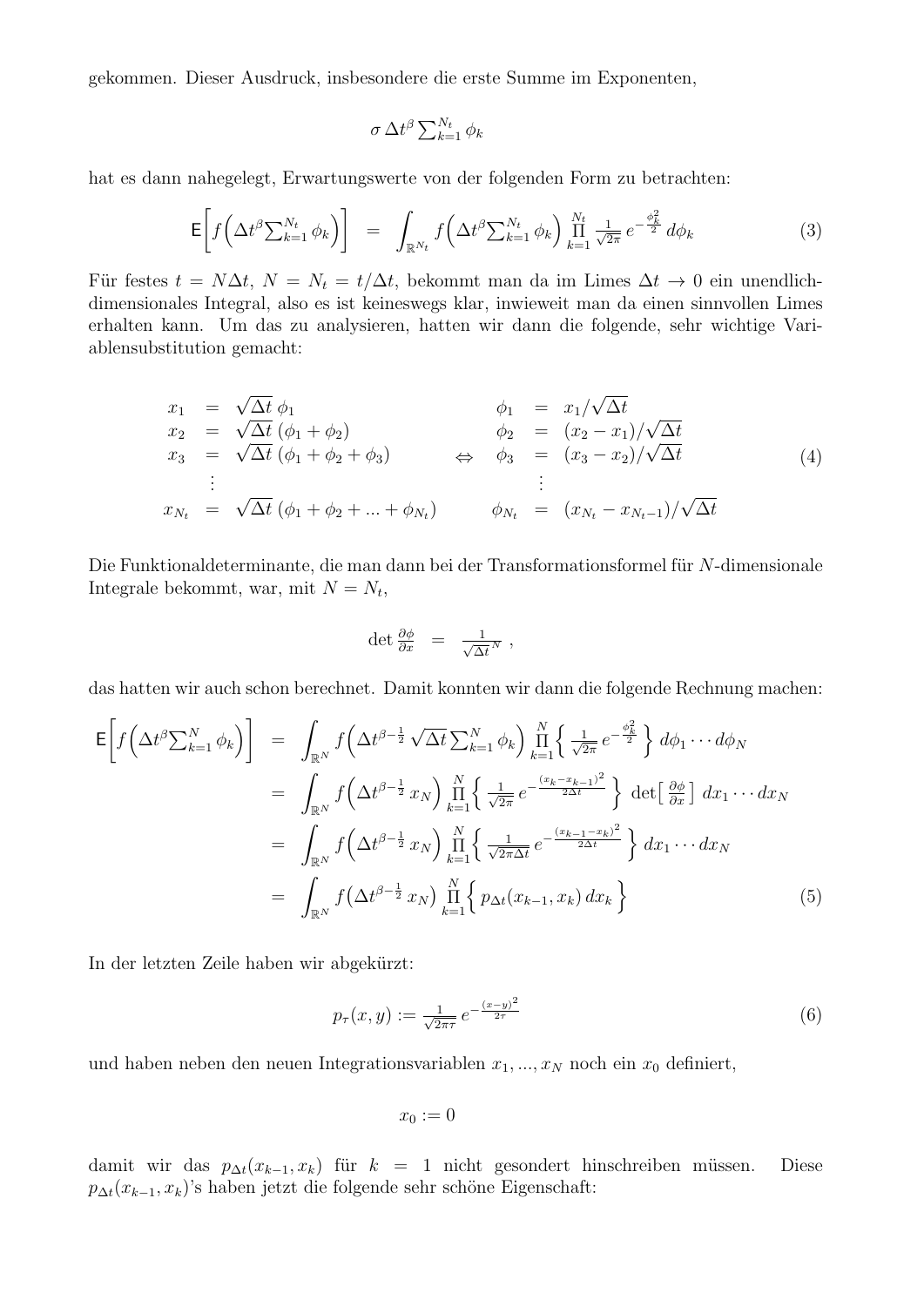gekommen. Dieser Ausdruck, insbesondere die erste Summe im Exponenten,

$$\sigma\,\Delta t^{\beta} \textstyle\sum_{k=1}^{N_t} \phi_k$$

hat es dann nahegelegt, Erwartungswerte von der folgenden Form zu betrachten:

$$\mathsf{E}\Big[f\Big(\Delta t^{\beta}\textstyle\sum_{k=1}^{N_t}\phi_k\Big)\Big] \;=\; \displaystyle\int_{\mathbb{R}^{N_t}} f\Big(\Delta t^{\beta}\textstyle\sum_{k=1}^{N_t}\phi_k\Big)\displaystyle\prod_{k=1}^{N_t}\tfrac{1}{\sqrt{2\pi}}\,e^{-\frac{\phi_k^2}{2}}\,d\phi_k \tag{3}$$

Für festes $t = N\Delta t$, $N = N_t = t/\Delta t$, bekommt man da im Limes $\Delta t \to 0$ ein unendlich-dimensionales Integral, also es ist keineswegs klar, inwieweit man da einen sinnvollen Limes erhalten kann. Um das zu analysieren, hatten wir dann die folgende, sehr wichtige Variablensubstitution gemacht:

$$\begin{array}{rclcrcl}
x_1 &=& \sqrt{\Delta t}\;\phi_1 & & \phi_1 &=& x_1/\sqrt{\Delta t} \\
x_2 &=& \sqrt{\Delta t}\;(\phi_1+\phi_2) & & \phi_2 &=& (x_2-x_1)/\sqrt{\Delta t} \\
x_3 &=& \sqrt{\Delta t}\;(\phi_1+\phi_2+\phi_3) & \Leftrightarrow & \phi_3 &=& (x_3-x_2)/\sqrt{\Delta t} \\
&\vdots& & & &\vdots& \\
x_{N_t} &=& \sqrt{\Delta t}\;(\phi_1+\phi_2+...+\phi_{N_t}) & & \phi_{N_t} &=& (x_{N_t}-x_{N_t-1})/\sqrt{\Delta t}
\end{array} \tag{4}$$

Die Funktionaldeterminante, die man dann bei der Transformationsformel für $N$-dimensionale Integrale bekommt, war, mit $N = N_t$,

$$\det\tfrac{\partial\phi}{\partial x} \;=\; \tfrac{1}{\sqrt{\Delta t}^{\,N}}\;,$$

das hatten wir auch schon berechnet. Damit konnten wir dann die folgende Rechnung machen:

$$\begin{aligned}
\mathsf{E}\Big[f\Big(\Delta t^{\beta}\textstyle\sum_{k=1}^{N}\phi_k\Big)\Big] &= \int_{\mathbb{R}^N} f\Big(\Delta t^{\beta-\frac12}\sqrt{\Delta t}\textstyle\sum_{k=1}^{N}\phi_k\Big)\displaystyle\prod_{k=1}^{N}\Big\{\tfrac{1}{\sqrt{2\pi}}\,e^{-\frac{\phi_k^2}{2}}\Big\}\,d\phi_1\cdots d\phi_N \\
&= \int_{\mathbb{R}^N} f\big(\Delta t^{\beta-\frac12}\,x_N\big)\prod_{k=1}^{N}\Big\{\tfrac{1}{\sqrt{2\pi}}\,e^{-\frac{(x_k-x_{k-1})^2}{2\Delta t}}\Big\}\;\det\big[\tfrac{\partial\phi}{\partial x}\big]\;dx_1\cdots dx_N \\
&= \int_{\mathbb{R}^N} f\big(\Delta t^{\beta-\frac12}\,x_N\big)\prod_{k=1}^{N}\Big\{\tfrac{1}{\sqrt{2\pi\Delta t}}\,e^{-\frac{(x_{k-1}-x_k)^2}{2\Delta t}}\Big\}\;dx_1\cdots dx_N \\
&= \int_{\mathbb{R}^N} f\big(\Delta t^{\beta-\frac12}\,x_N\big)\prod_{k=1}^{N}\Big\{p_{\Delta t}(x_{k-1},x_k)\,dx_k\Big\}
\end{aligned} \tag{5}$$

In der letzten Zeile haben wir abgekürzt:

$$p_\tau(x,y) := \tfrac{1}{\sqrt{2\pi\tau}}\,e^{-\frac{(x-y)^2}{2\tau}} \tag{6}$$

und haben neben den neuen Integrationsvariablen $x_1,...,x_N$ noch ein $x_0$ definiert,

$$x_0 := 0$$

damit wir das $p_{\Delta t}(x_{k-1},x_k)$ für $k = 1$ nicht gesondert hinschreiben müssen. Diese $p_{\Delta t}(x_{k-1},x_k)$'s haben jetzt die folgende sehr schöne Eigenschaft: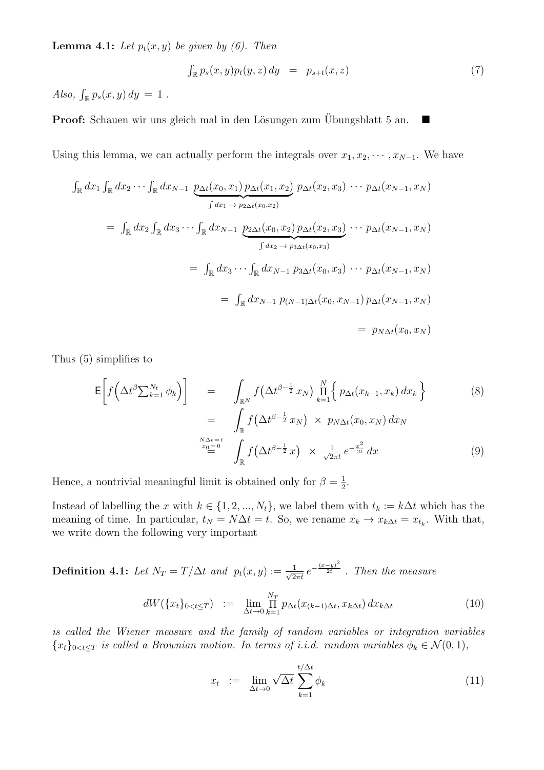**Lemma 4.1:** *Let $p_t(x,y)$ be given by (6). Then*

$$\int_{\mathbb{R}} p_s(x,y)p_t(y,z)\,dy \;\;=\;\; p_{s+t}(x,z) \tag{7}$$

*Also,* $\int_{\mathbb{R}} p_s(x,y)\,dy \;=\; 1$ .

**Proof:** Schauen wir uns gleich mal in den Lösungen zum Übungsblatt 5 an. ■

Using this lemma, we can actually perform the integrals over $x_1, x_2, \cdots, x_{N-1}$. We have

$$
\begin{aligned}
&\int_{\mathbb{R}} dx_1 \int_{\mathbb{R}} dx_2 \cdots \int_{\mathbb{R}} dx_{N-1}\; \underbrace{p_{\Delta t}(x_0,x_1)\, p_{\Delta t}(x_1,x_2)}_{\int dx_1 \,\to\, p_{2\Delta t}(x_0,x_2)}\; p_{\Delta t}(x_2,x_3)\,\cdots\, p_{\Delta t}(x_{N-1},x_N) \\
&= \int_{\mathbb{R}} dx_2 \int_{\mathbb{R}} dx_3 \cdots \int_{\mathbb{R}} dx_{N-1}\; \underbrace{p_{2\Delta t}(x_0,x_2)\, p_{\Delta t}(x_2,x_3)}_{\int dx_2 \,\to\, p_{3\Delta t}(x_0,x_3)}\;\cdots\, p_{\Delta t}(x_{N-1},x_N) \\
&= \int_{\mathbb{R}} dx_3 \cdots \int_{\mathbb{R}} dx_{N-1}\; p_{3\Delta t}(x_0,x_3)\,\cdots\, p_{\Delta t}(x_{N-1},x_N) \\
&= \int_{\mathbb{R}} dx_{N-1}\; p_{(N-1)\Delta t}(x_0,x_{N-1})\, p_{\Delta t}(x_{N-1},x_N) \\
&= p_{N\Delta t}(x_0,x_N)
\end{aligned}
$$

Thus (5) simplifies to

$$
\begin{aligned}
\mathsf{E}\Big[ f\Big(\Delta t^{\beta} \textstyle\sum_{k=1}^{N_t} \phi_k\Big)\Big] \;&=\; \int_{\mathbb{R}^N} f\big(\Delta t^{\beta-\frac{1}{2}}\, x_N\big) \prod_{k=1}^{N} \Big\{ p_{\Delta t}(x_{k-1},x_k)\, dx_k \Big\} && (8)\\
&=\; \int_{\mathbb{R}} f\big(\Delta t^{\beta-\frac{1}{2}}\, x_N\big) \;\times\; p_{N\Delta t}(x_0,x_N)\, dx_N \\
&\overset{\substack{N\Delta t\,=\,t \\ x_0\,=\,0}}{=}\; \int_{\mathbb{R}} f\big(\Delta t^{\beta-\frac{1}{2}}\, x\big) \;\times\; \tfrac{1}{\sqrt{2\pi t}}\, e^{-\frac{x^2}{2t}}\, dx && (9)
\end{aligned}
$$

Hence, a nontrivial meaningful limit is obtained only for $\beta = \frac{1}{2}$.

Instead of labelling the $x$ with $k \in \{1, 2, ..., N_t\}$, we label them with $t_k := k\Delta t$ which has the meaning of time. In particular, $t_N = N\Delta t = t$. So, we rename $x_k \to x_{k\Delta t} = x_{t_k}$. With that, we write down the following very important

**Definition 4.1:** *Let $N_T = T/\Delta t$ and $p_t(x,y) := \frac{1}{\sqrt{2\pi t}}\, e^{-\frac{(x-y)^2}{2t}}$ . Then the measure*

$$dW(\{x_t\}_{0<t\leq T}) \;\;:=\;\; \lim_{\Delta t \to 0} \prod_{k=1}^{N_T} p_{\Delta t}(x_{(k-1)\Delta t}, x_{k\Delta t})\, dx_{k\Delta t} \tag{10}$$

*is called the Wiener measure and the family of random variables or integration variables $\{x_t\}_{0<t\leq T}$ is called a Brownian motion. In terms of i.i.d. random variables $\phi_k \in \mathcal{N}(0,1)$,*

$$x_t \;\;:=\;\; \lim_{\Delta t \to 0} \sqrt{\Delta t} \sum_{k=1}^{t/\Delta t} \phi_k \tag{11}$$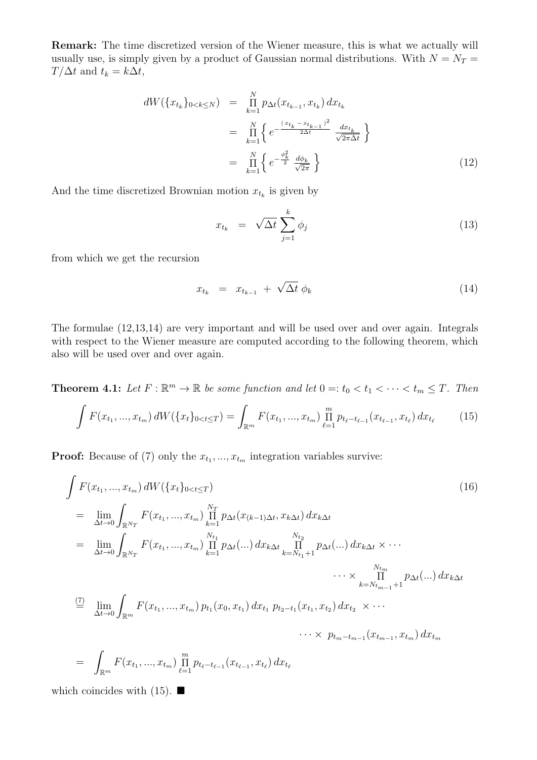**Remark:** The time discretized version of the Wiener measure, this is what we actually will usually use, is simply given by a product of Gaussian normal distributions. With $N = N_T = T/\Delta t$ and $t_k = k\Delta t$,

$$
\begin{aligned}
dW(\{x_{t_k}\}_{0<k\leq N}) &= \prod_{k=1}^{N} p_{\Delta t}(x_{t_{k-1}}, x_{t_k})\, dx_{t_k} \\
&= \prod_{k=1}^{N} \Big\{ e^{-\frac{(x_{t_k} - x_{t_{k-1}})^2}{2\Delta t}} \; \frac{dx_{t_k}}{\sqrt{2\pi\Delta t}} \Big\} \\
&= \prod_{k=1}^{N} \Big\{ e^{-\frac{\phi_k^2}{2}} \; \frac{d\phi_k}{\sqrt{2\pi}} \Big\}
\end{aligned} \tag{12}
$$

And the time discretized Brownian motion $x_{t_k}$ is given by

$$
x_{t_k} \;=\; \sqrt{\Delta t} \sum_{j=1}^{k} \phi_j \tag{13}
$$

from which we get the recursion

$$
x_{t_k} \;=\; x_{t_{k-1}} \;+\; \sqrt{\Delta t}\, \phi_k \tag{14}
$$

The formulae (12,13,14) are very important and will be used over and over again. Integrals with respect to the Wiener measure are computed according to the following theorem, which also will be used over and over again.

**Theorem 4.1:** *Let $F : \mathbb{R}^m \to \mathbb{R}$ be some function and let $0 =: t_0 < t_1 < \cdots < t_m \leq T$. Then*

$$
\int F(x_{t_1}, ..., x_{t_m})\, dW(\{x_t\}_{0<t\leq T}) = \int_{\mathbb{R}^m} F(x_{t_1}, ..., x_{t_m}) \prod_{\ell=1}^{m} p_{t_\ell - t_{\ell-1}}(x_{t_{\ell-1}}, x_{t_\ell})\, dx_{t_\ell} \tag{15}
$$

**Proof:** Because of (7) only the $x_{t_1}, ..., x_{t_m}$ integration variables survive:

$$
\begin{aligned}
&\int F(x_{t_1}, ..., x_{t_m})\, dW(\{x_t\}_{0<t\leq T}) \qquad (16) \\
&= \lim_{\Delta t \to 0} \int_{\mathbb{R}^{N_T}} F(x_{t_1}, ..., x_{t_m}) \prod_{k=1}^{N_T} p_{\Delta t}(x_{(k-1)\Delta t}, x_{k\Delta t})\, dx_{k\Delta t} \\
&= \lim_{\Delta t \to 0} \int_{\mathbb{R}^{N_T}} F(x_{t_1}, ..., x_{t_m}) \prod_{k=1}^{N_{t_1}} p_{\Delta t}(...)\, dx_{k\Delta t} \prod_{k=N_{t_1}+1}^{N_{t_2}} p_{\Delta t}(...)\, dx_{k\Delta t} \times \cdots \\
&\qquad\qquad \cdots \times \prod_{k=N_{t_{m-1}}+1}^{N_{t_m}} p_{\Delta t}(...)\, dx_{k\Delta t} \\
&\overset{(7)}{=} \lim_{\Delta t \to 0} \int_{\mathbb{R}^m} F(x_{t_1}, ..., x_{t_m})\, p_{t_1}(x_0, x_{t_1})\, dx_{t_1}\; p_{t_2 - t_1}(x_{t_1}, x_{t_2})\, dx_{t_2} \;\times \cdots \\
&\qquad\qquad \cdots \times\; p_{t_m - t_{m-1}}(x_{t_{m-1}}, x_{t_m})\, dx_{t_m} \\
&= \int_{\mathbb{R}^m} F(x_{t_1}, ..., x_{t_m}) \prod_{\ell=1}^{m} p_{t_\ell - t_{\ell-1}}(x_{t_{\ell-1}}, x_{t_\ell})\, dx_{t_\ell}
\end{aligned}
$$

which coincides with (15). ∎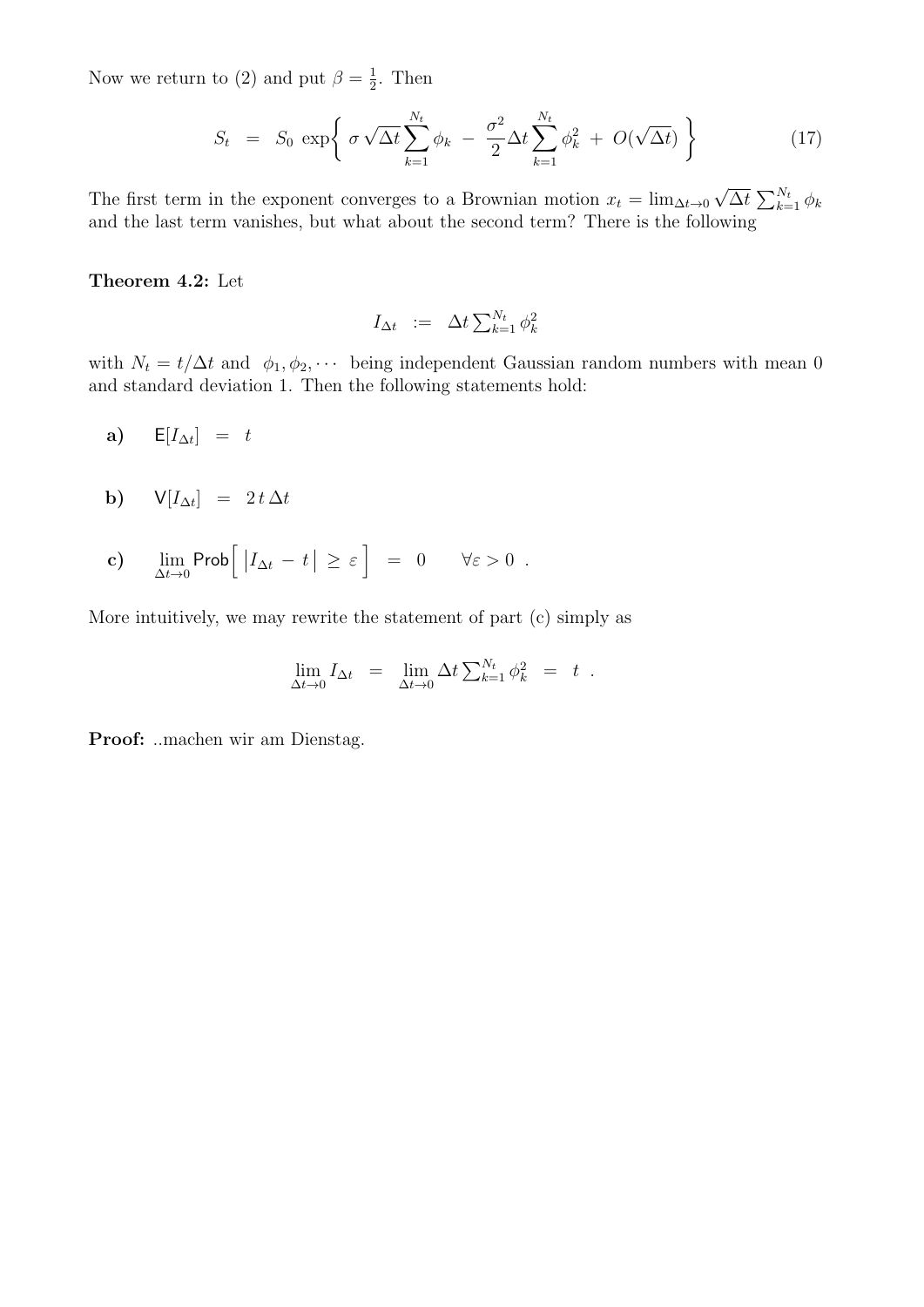Now we return to (2) and put $\beta = \frac{1}{2}$. Then

$$S_t \;=\; S_0 \, \exp\Big\{ \, \sigma \sqrt{\Delta t} \sum_{k=1}^{N_t} \phi_k \; - \; \frac{\sigma^2}{2} \Delta t \sum_{k=1}^{N_t} \phi_k^2 \; + \; O(\sqrt{\Delta t}) \, \Big\} \tag{17}$$

The first term in the exponent converges to a Brownian motion $x_t = \lim_{\Delta t \to 0} \sqrt{\Delta t} \sum_{k=1}^{N_t} \phi_k$ and the last term vanishes, but what about the second term? There is the following

**Theorem 4.2:** Let

$$I_{\Delta t} \;:=\; \Delta t \sum_{k=1}^{N_t} \phi_k^2$$

with $N_t = t/\Delta t$ and $\phi_1, \phi_2, \cdots$ being independent Gaussian random numbers with mean 0 and standard deviation 1. Then the following statements hold:

**a)** $\quad \mathsf{E}[I_{\Delta t}] \;=\; t$

**b)** $\quad \mathsf{V}[I_{\Delta t}] \;=\; 2\, t\, \Delta t$

**c)** $\quad \lim_{\Delta t \to 0} \mathsf{Prob}\Big[ \, \big| I_{\Delta t} \, - \, t \big| \, \geq \, \varepsilon \, \Big] \;=\; 0 \qquad \forall \varepsilon > 0 \;.$

More intuitively, we may rewrite the statement of part (c) simply as

$$\lim_{\Delta t \to 0} I_{\Delta t} \;=\; \lim_{\Delta t \to 0} \Delta t \sum_{k=1}^{N_t} \phi_k^2 \;=\; t \;.$$

**Proof:** ..machen wir am Dienstag.